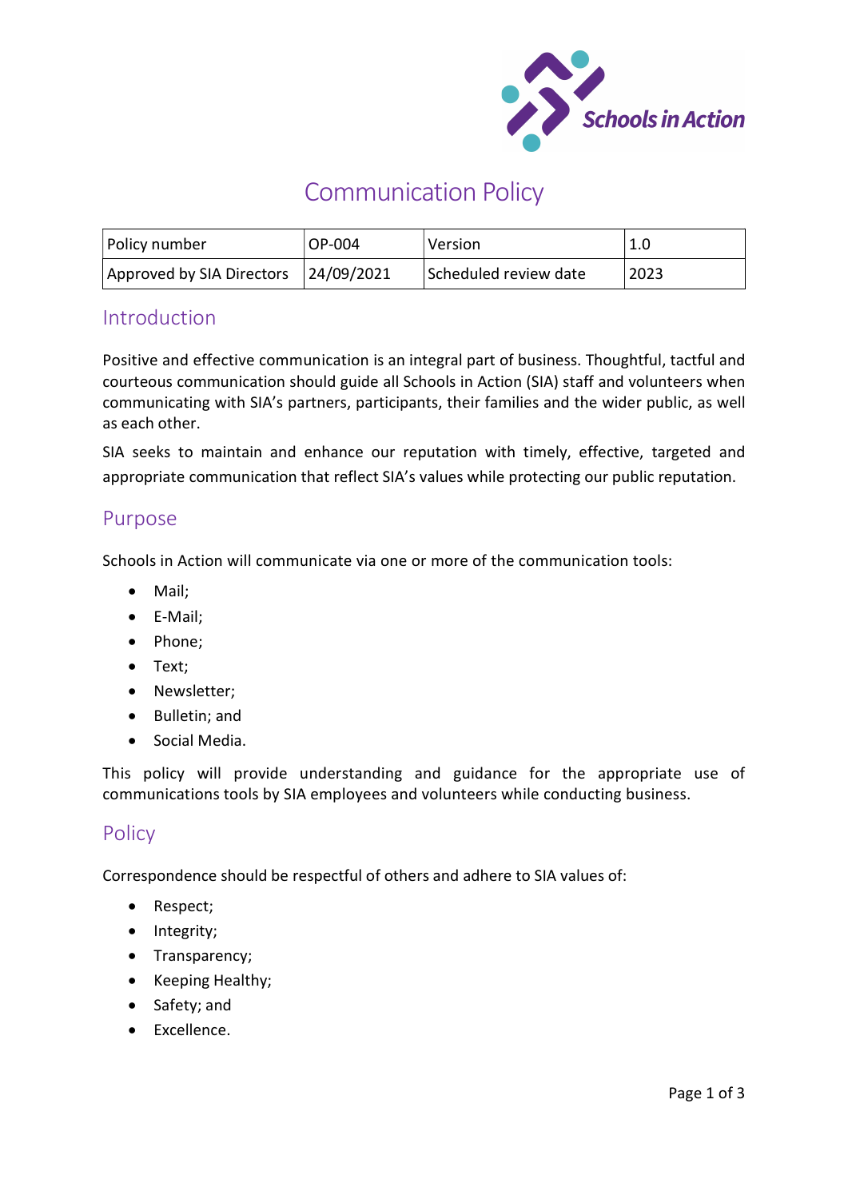# Communication Policy

| Policy number | OP-004 | Version | 1.0 |
|---|---|---|---|
| Approved by SIA Directors | 24/09/2021 | Scheduled review date | 2023 |

## Introduction

Positive and effective communication is an integral part of business. Thoughtful, tactful and courteous communication should guide all Schools in Action (SIA) staff and volunteers when communicating with SIA's partners, participants, their families and the wider public, as well as each other.

SIA seeks to maintain and enhance our reputation with timely, effective, targeted and appropriate communication that reflect SIA's values while protecting our public reputation.

## Purpose

Schools in Action will communicate via one or more of the communication tools:

- Mail;
- E-Mail;
- Phone;
- Text;
- Newsletter;
- Bulletin; and
- Social Media.

This policy will provide understanding and guidance for the appropriate use of communications tools by SIA employees and volunteers while conducting business.

## Policy

Correspondence should be respectful of others and adhere to SIA values of:

- Respect;
- Integrity;
- Transparency;
- Keeping Healthy;
- Safety; and
- Excellence.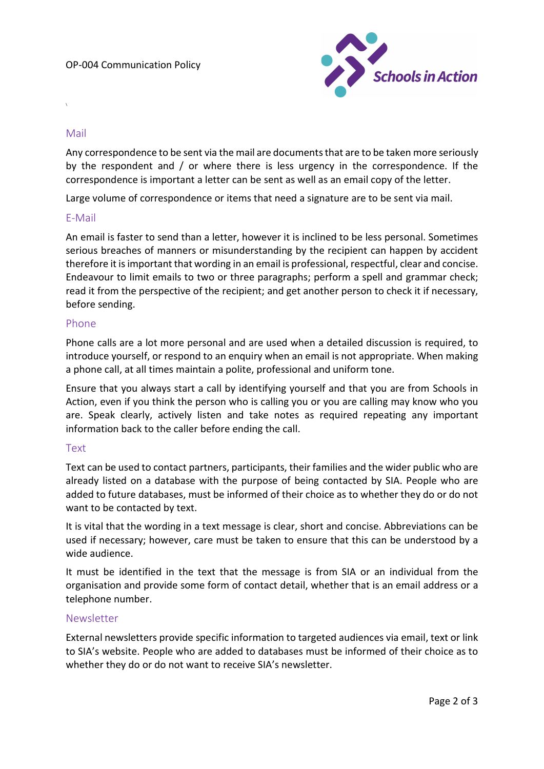## Mail

Any correspondence to be sent via the mail are documents that are to be taken more seriously by the respondent and / or where there is less urgency in the correspondence. If the correspondence is important a letter can be sent as well as an email copy of the letter.

Large volume of correspondence or items that need a signature are to be sent via mail.

## E-Mail

An email is faster to send than a letter, however it is inclined to be less personal. Sometimes serious breaches of manners or misunderstanding by the recipient can happen by accident therefore it is important that wording in an email is professional, respectful, clear and concise. Endeavour to limit emails to two or three paragraphs; perform a spell and grammar check; read it from the perspective of the recipient; and get another person to check it if necessary, before sending.

## Phone

Phone calls are a lot more personal and are used when a detailed discussion is required, to introduce yourself, or respond to an enquiry when an email is not appropriate. When making a phone call, at all times maintain a polite, professional and uniform tone.

Ensure that you always start a call by identifying yourself and that you are from Schools in Action, even if you think the person who is calling you or you are calling may know who you are. Speak clearly, actively listen and take notes as required repeating any important information back to the caller before ending the call.

## Text

Text can be used to contact partners, participants, their families and the wider public who are already listed on a database with the purpose of being contacted by SIA. People who are added to future databases, must be informed of their choice as to whether they do or do not want to be contacted by text.

It is vital that the wording in a text message is clear, short and concise. Abbreviations can be used if necessary; however, care must be taken to ensure that this can be understood by a wide audience.

It must be identified in the text that the message is from SIA or an individual from the organisation and provide some form of contact detail, whether that is an email address or a telephone number.

## Newsletter

External newsletters provide specific information to targeted audiences via email, text or link to SIA's website. People who are added to databases must be informed of their choice as to whether they do or do not want to receive SIA's newsletter.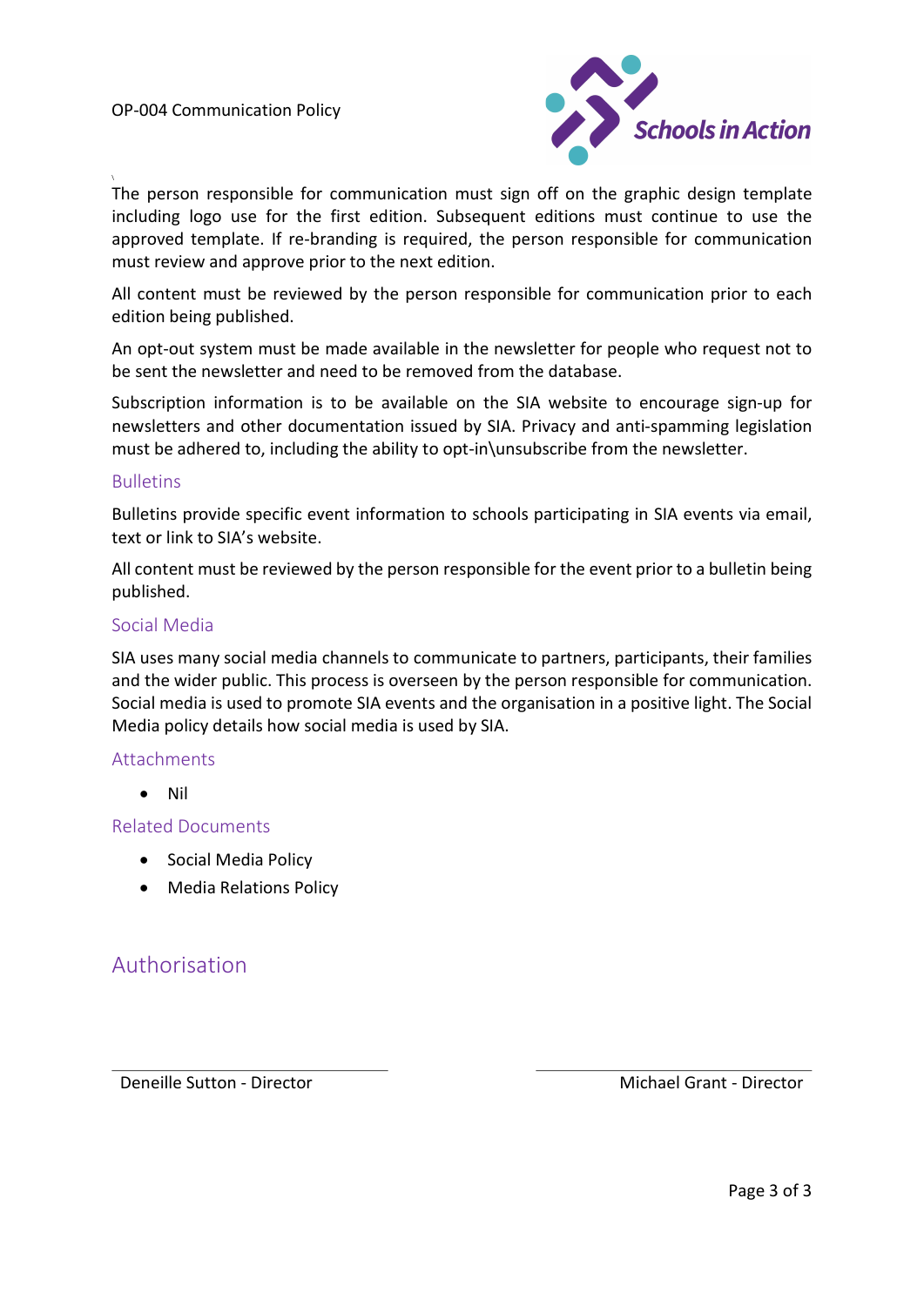The person responsible for communication must sign off on the graphic design template including logo use for the first edition. Subsequent editions must continue to use the approved template. If re-branding is required, the person responsible for communication must review and approve prior to the next edition.

All content must be reviewed by the person responsible for communication prior to each edition being published.

An opt-out system must be made available in the newsletter for people who request not to be sent the newsletter and need to be removed from the database.

Subscription information is to be available on the SIA website to encourage sign-up for newsletters and other documentation issued by SIA. Privacy and anti-spamming legislation must be adhered to, including the ability to opt-in\unsubscribe from the newsletter.

### Bulletins

Bulletins provide specific event information to schools participating in SIA events via email, text or link to SIA's website.

All content must be reviewed by the person responsible for the event prior to a bulletin being published.

### Social Media

SIA uses many social media channels to communicate to partners, participants, their families and the wider public. This process is overseen by the person responsible for communication. Social media is used to promote SIA events and the organisation in a positive light. The Social Media policy details how social media is used by SIA.

### Attachments

- Nil

### Related Documents

- Social Media Policy
- Media Relations Policy

## Authorisation

Deneille Sutton - Director

Michael Grant - Director